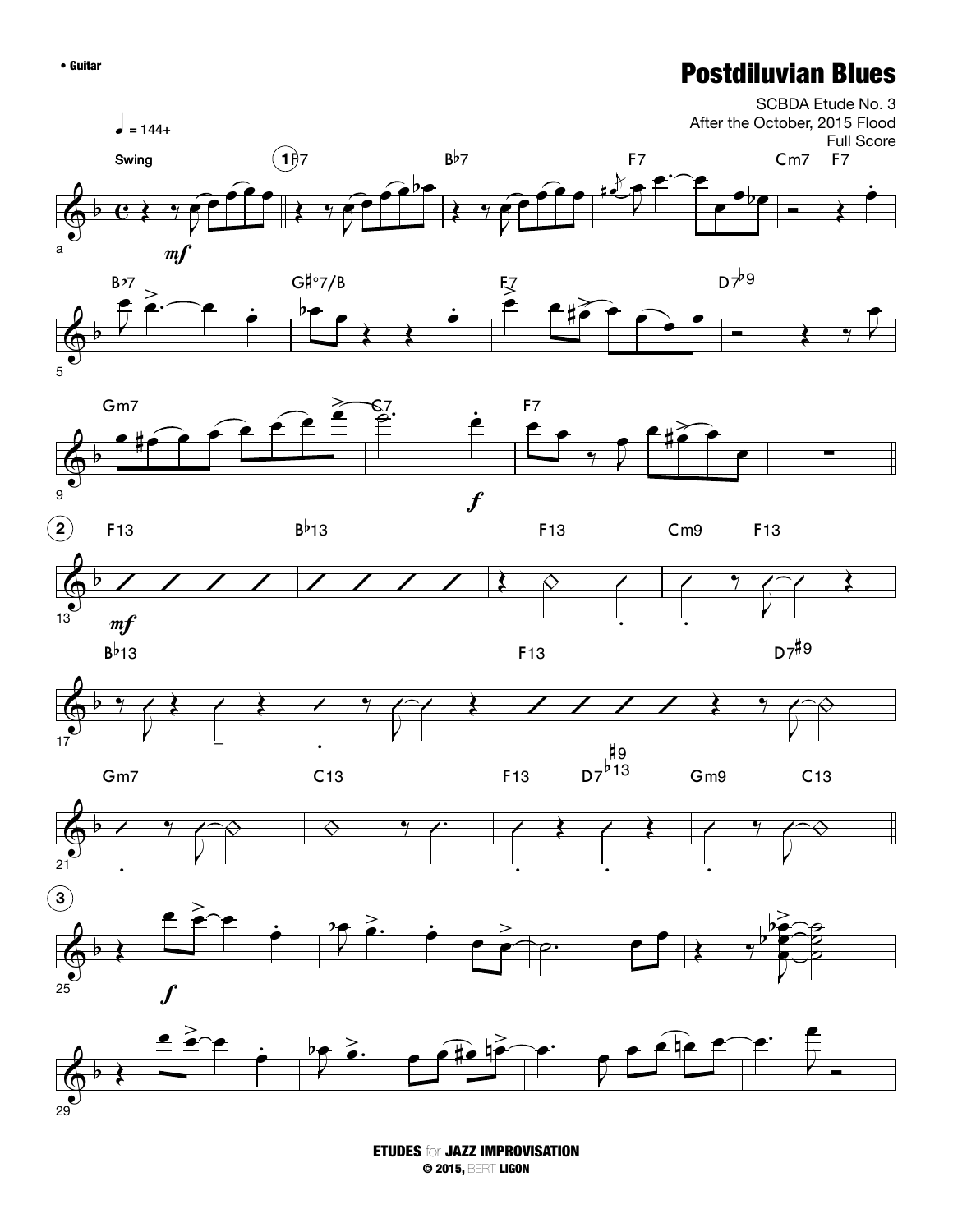# Postdiluvian Blues

SCBDA Etude No. 3
After the October, 2015 Flood
Full Score

♩ = 144+

Swing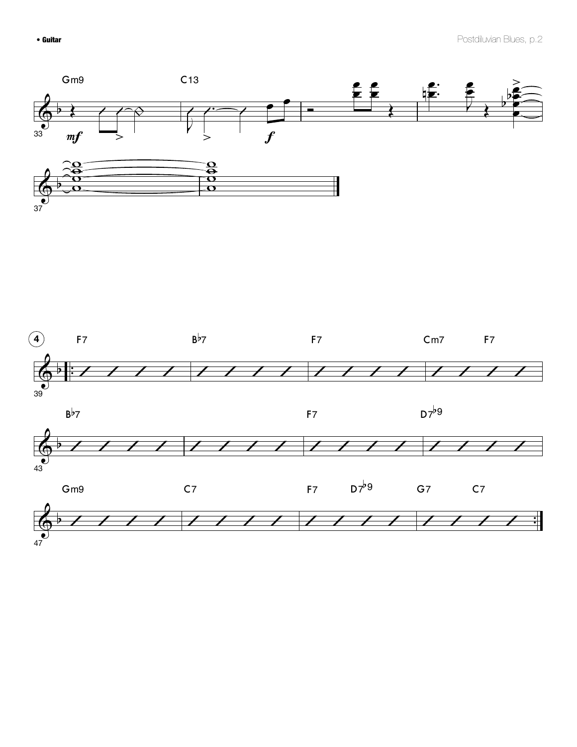• Guitar

Gm9 C13

33

*mf* *f*

37

4

F7 B♭7 F7 Cm7 F7

39

B♭7 F7 D7♭9

43

Gm9 C7 F7 D7♭9 G7 C7

47